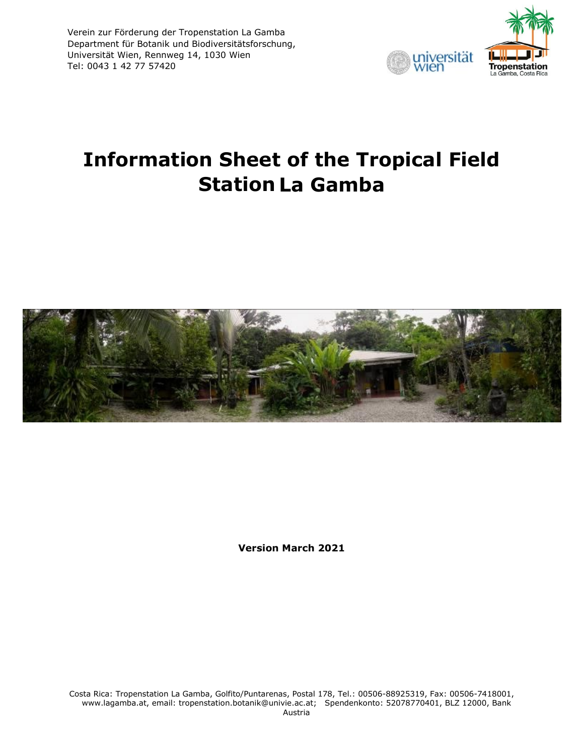Verein zur Förderung der Tropenstation La Gamba
Department für Botanik und Biodiversitätsforschung,
Universität Wien, Rennweg 14, 1030 Wien
Tel: 0043 1 42 77 57420

# Information Sheet of the Tropical Field Station La Gamba

**Version March 2021**

Costa Rica: Tropenstation La Gamba, Golfito/Puntarenas, Postal 178, Tel.: 00506-88925319, Fax: 00506-7418001, www.lagamba.at, email: tropenstation.botanik@univie.ac.at; Spendenkonto: 52078770401, BLZ 12000, Bank Austria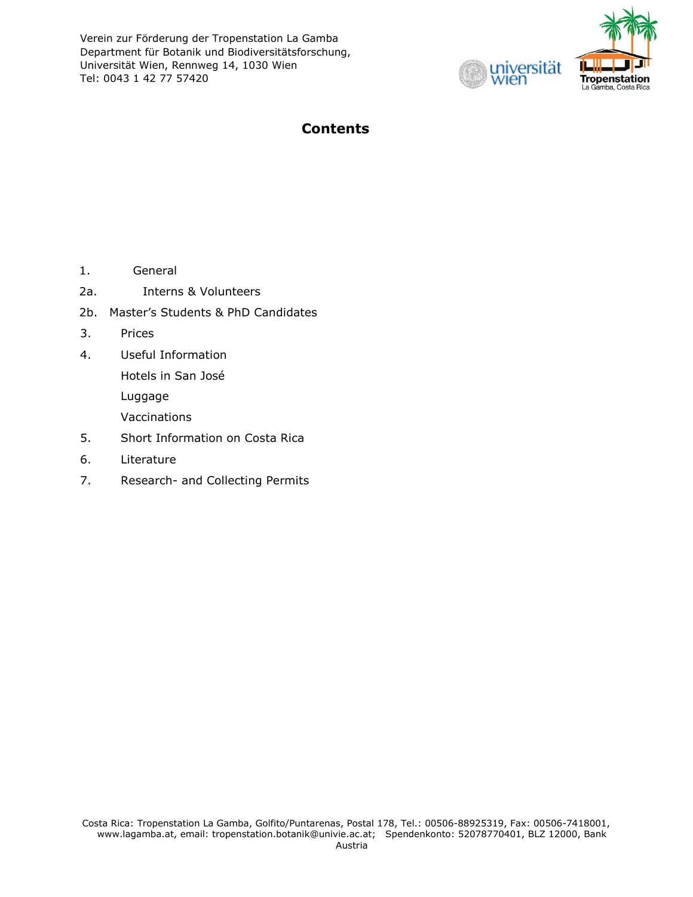# Contents

1. General
2a. Interns & Volunteers
2b. Master's Students & PhD Candidates
3. Prices
4. Useful Information
   - Hotels in San José
   - Luggage
   - Vaccinations
5. Short Information on Costa Rica
6. Literature
7. Research- and Collecting Permits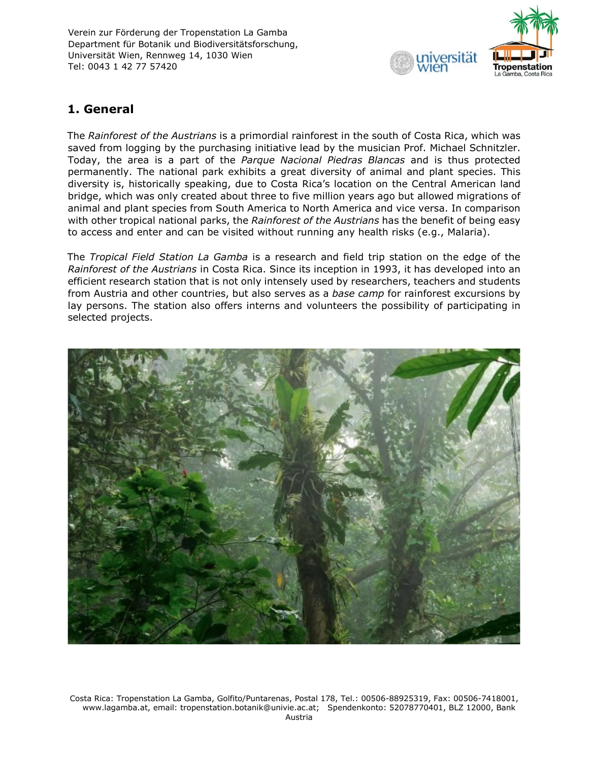## 1. General

The *Rainforest of the Austrians* is a primordial rainforest in the south of Costa Rica, which was saved from logging by the purchasing initiative lead by the musician Prof. Michael Schnitzler. Today, the area is a part of the *Parque Nacional Piedras Blancas* and is thus protected permanently. The national park exhibits a great diversity of animal and plant species. This diversity is, historically speaking, due to Costa Rica's location on the Central American land bridge, which was only created about three to five million years ago but allowed migrations of animal and plant species from South America to North America and vice versa. In comparison with other tropical national parks, the *Rainforest of the Austrians* has the benefit of being easy to access and enter and can be visited without running any health risks (e.g., Malaria).

The *Tropical Field Station La Gamba* is a research and field trip station on the edge of the *Rainforest of the Austrians* in Costa Rica. Since its inception in 1993, it has developed into an efficient research station that is not only intensely used by researchers, teachers and students from Austria and other countries, but also serves as a *base camp* for rainforest excursions by lay persons. The station also offers interns and volunteers the possibility of participating in selected projects.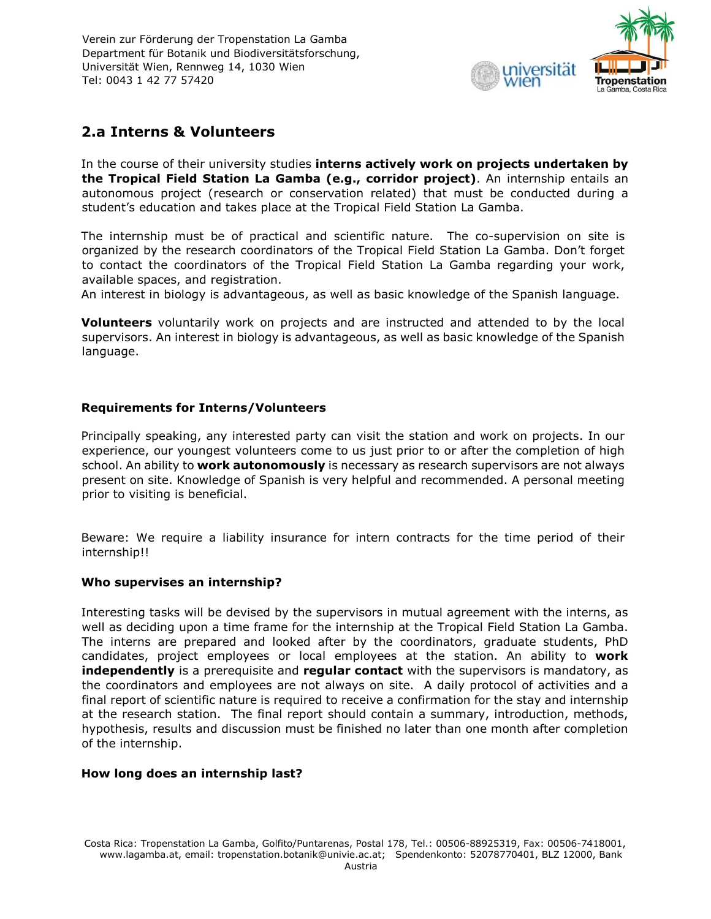## 2.a Interns & Volunteers

In the course of their university studies **interns actively work on projects undertaken by the Tropical Field Station La Gamba (e.g., corridor project)**. An internship entails an autonomous project (research or conservation related) that must be conducted during a student's education and takes place at the Tropical Field Station La Gamba.

The internship must be of practical and scientific nature. The co-supervision on site is organized by the research coordinators of the Tropical Field Station La Gamba. Don't forget to contact the coordinators of the Tropical Field Station La Gamba regarding your work, available spaces, and registration.
An interest in biology is advantageous, as well as basic knowledge of the Spanish language.

**Volunteers** voluntarily work on projects and are instructed and attended to by the local supervisors. An interest in biology is advantageous, as well as basic knowledge of the Spanish language.

### Requirements for Interns/Volunteers

Principally speaking, any interested party can visit the station and work on projects. In our experience, our youngest volunteers come to us just prior to or after the completion of high school. An ability to **work autonomously** is necessary as research supervisors are not always present on site. Knowledge of Spanish is very helpful and recommended. A personal meeting prior to visiting is beneficial.

Beware: We require a liability insurance for intern contracts for the time period of their internship!!

### Who supervises an internship?

Interesting tasks will be devised by the supervisors in mutual agreement with the interns, as well as deciding upon a time frame for the internship at the Tropical Field Station La Gamba. The interns are prepared and looked after by the coordinators, graduate students, PhD candidates, project employees or local employees at the station. An ability to **work independently** is a prerequisite and **regular contact** with the supervisors is mandatory, as the coordinators and employees are not always on site. A daily protocol of activities and a final report of scientific nature is required to receive a confirmation for the stay and internship at the research station. The final report should contain a summary, introduction, methods, hypothesis, results and discussion must be finished no later than one month after completion of the internship.

### How long does an internship last?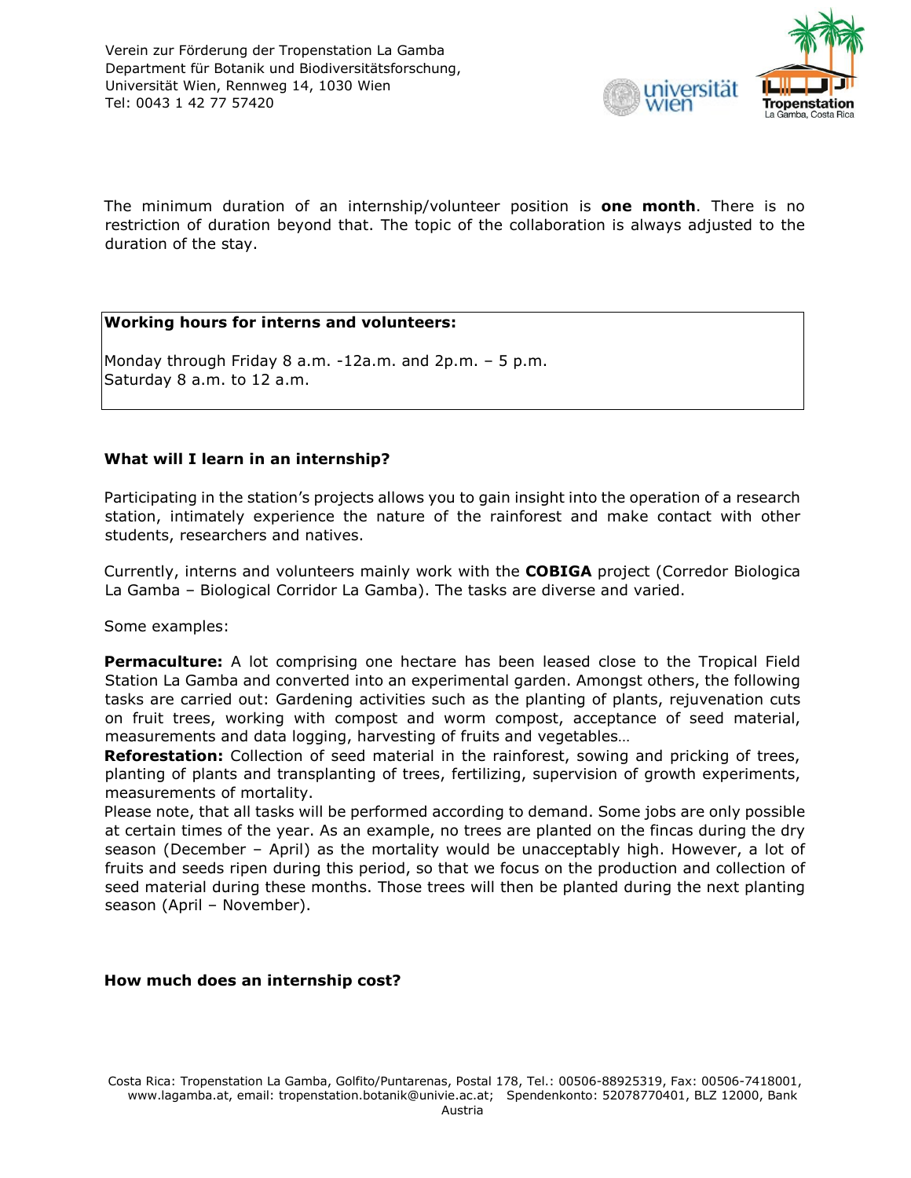The minimum duration of an internship/volunteer position is **one month**. There is no restriction of duration beyond that. The topic of the collaboration is always adjusted to the duration of the stay.

| **Working hours for interns and volunteers:** |
| --- |
| Monday through Friday 8 a.m. -12a.m. and 2p.m. – 5 p.m.<br>Saturday 8 a.m. to 12 a.m. |

### What will I learn in an internship?

Participating in the station's projects allows you to gain insight into the operation of a research station, intimately experience the nature of the rainforest and make contact with other students, researchers and natives.

Currently, interns and volunteers mainly work with the **COBIGA** project (Corredor Biologica La Gamba – Biological Corridor La Gamba). The tasks are diverse and varied.

Some examples:

**Permaculture:** A lot comprising one hectare has been leased close to the Tropical Field Station La Gamba and converted into an experimental garden. Amongst others, the following tasks are carried out: Gardening activities such as the planting of plants, rejuvenation cuts on fruit trees, working with compost and worm compost, acceptance of seed material, measurements and data logging, harvesting of fruits and vegetables…

**Reforestation:** Collection of seed material in the rainforest, sowing and pricking of trees, planting of plants and transplanting of trees, fertilizing, supervision of growth experiments, measurements of mortality.

Please note, that all tasks will be performed according to demand. Some jobs are only possible at certain times of the year. As an example, no trees are planted on the fincas during the dry season (December – April) as the mortality would be unacceptably high. However, a lot of fruits and seeds ripen during this period, so that we focus on the production and collection of seed material during these months. Those trees will then be planted during the next planting season (April – November).

### How much does an internship cost?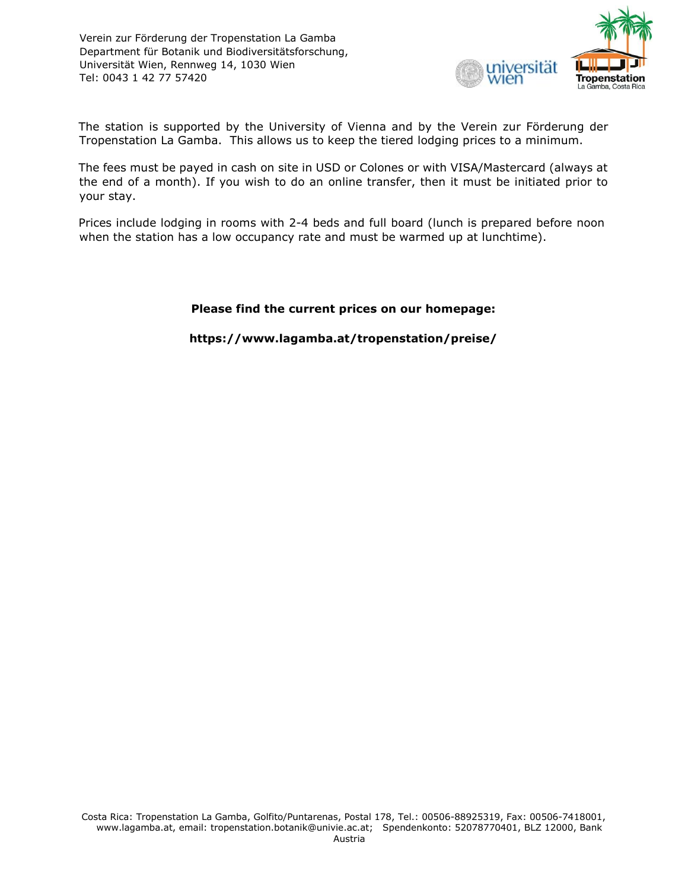The station is supported by the University of Vienna and by the Verein zur Förderung der Tropenstation La Gamba. This allows us to keep the tiered lodging prices to a minimum.

The fees must be payed in cash on site in USD or Colones or with VISA/Mastercard (always at the end of a month). If you wish to do an online transfer, then it must be initiated prior to your stay.

Prices include lodging in rooms with 2-4 beds and full board (lunch is prepared before noon when the station has a low occupancy rate and must be warmed up at lunchtime).

**Please find the current prices on our homepage:**

**https://www.lagamba.at/tropenstation/preise/**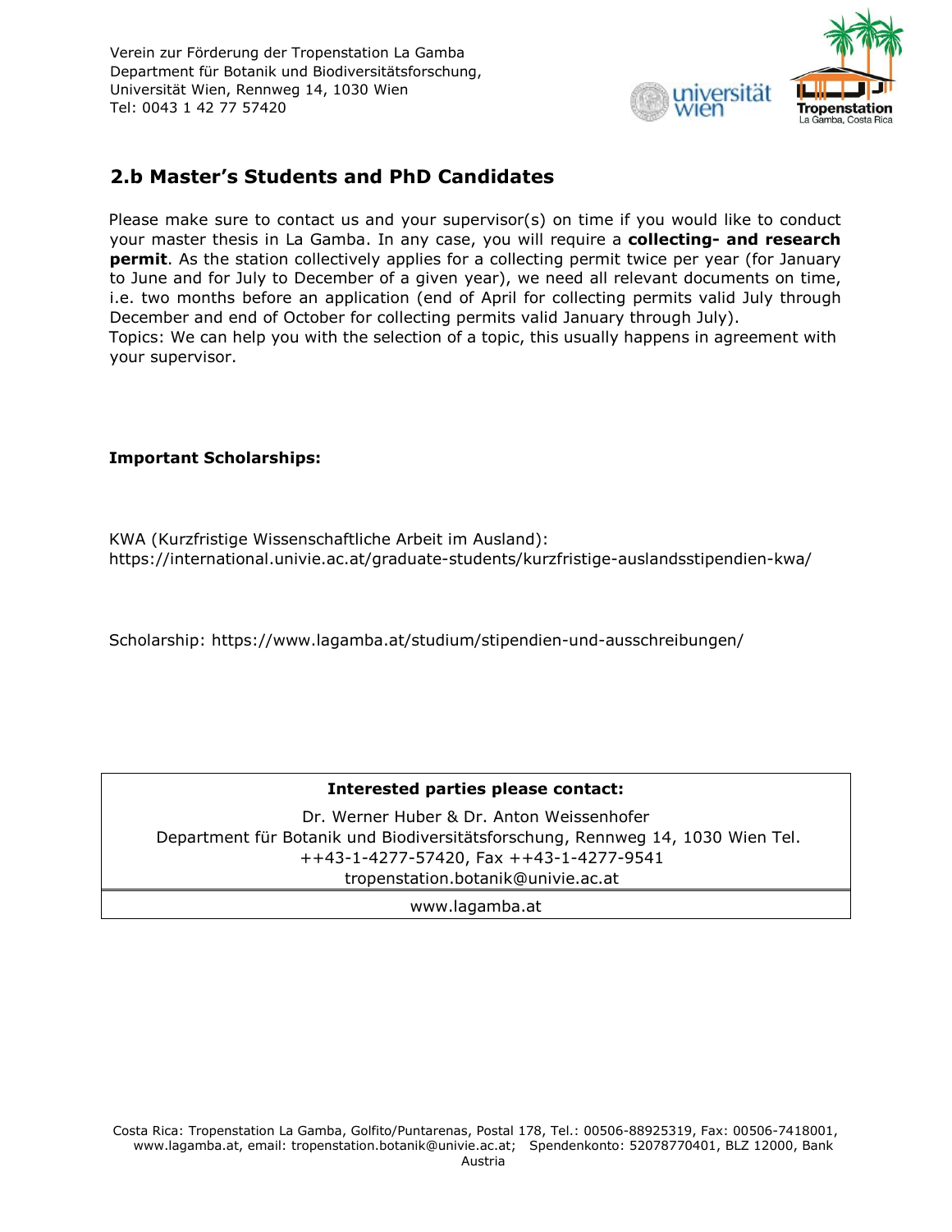## 2.b Master's Students and PhD Candidates

Please make sure to contact us and your supervisor(s) on time if you would like to conduct your master thesis in La Gamba. In any case, you will require a **collecting- and research permit**. As the station collectively applies for a collecting permit twice per year (for January to June and for July to December of a given year), we need all relevant documents on time, i.e. two months before an application (end of April for collecting permits valid July through December and end of October for collecting permits valid January through July).
Topics: We can help you with the selection of a topic, this usually happens in agreement with your supervisor.

**Important Scholarships:**

KWA (Kurzfristige Wissenschaftliche Arbeit im Ausland):
https://international.univie.ac.at/graduate-students/kurzfristige-auslandsstipendien-kwa/

Scholarship: https://www.lagamba.at/studium/stipendien-und-ausschreibungen/

| **Interested parties please contact:** |
|---|
| Dr. Werner Huber & Dr. Anton Weissenhofer<br>Department für Botanik und Biodiversitätsforschung, Rennweg 14, 1030 Wien Tel. ++43-1-4277-57420, Fax ++43-1-4277-9541<br>tropenstation.botanik@univie.ac.at |
| www.lagamba.at |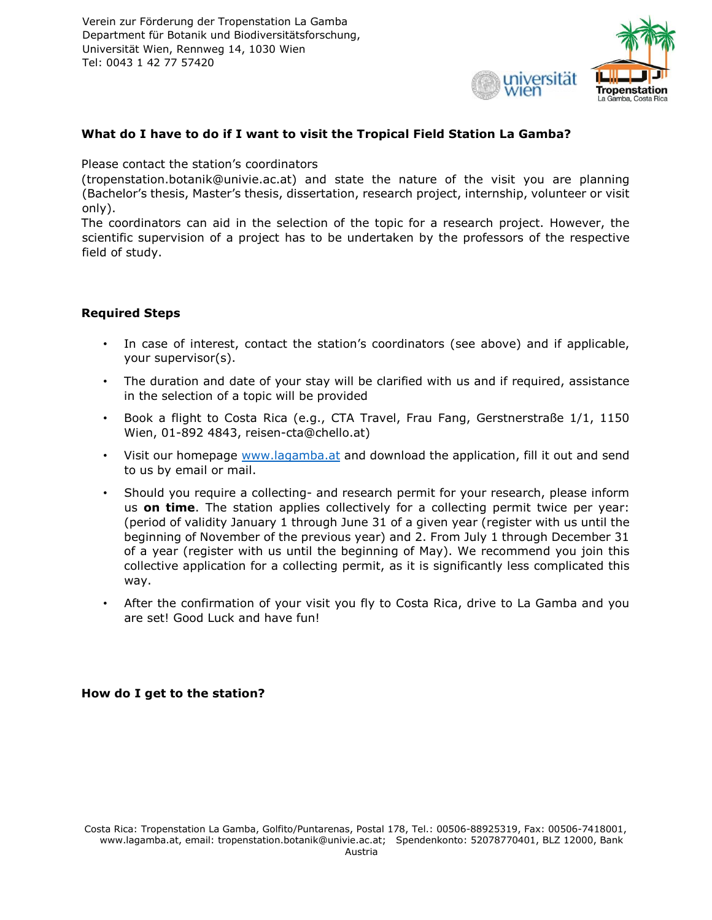Verein zur Förderung der Tropenstation La Gamba
Department für Botanik und Biodiversitätsforschung,
Universität Wien, Rennweg 14, 1030 Wien
Tel: 0043 1 42 77 57420

### What do I have to do if I want to visit the Tropical Field Station La Gamba?

Please contact the station's coordinators (tropenstation.botanik@univie.ac.at) and state the nature of the visit you are planning (Bachelor's thesis, Master's thesis, dissertation, research project, internship, volunteer or visit only).
The coordinators can aid in the selection of the topic for a research project. However, the scientific supervision of a project has to be undertaken by the professors of the respective field of study.

### Required Steps

- In case of interest, contact the station's coordinators (see above) and if applicable, your supervisor(s).
- The duration and date of your stay will be clarified with us and if required, assistance in the selection of a topic will be provided
- Book a flight to Costa Rica (e.g., CTA Travel, Frau Fang, Gerstnerstraße 1/1, 1150 Wien, 01-892 4843, reisen-cta@chello.at)
- Visit our homepage [www.lagamba.at](http://www.lagamba.at) and download the application, fill it out and send to us by email or mail.
- Should you require a collecting- and research permit for your research, please inform us **on time**. The station applies collectively for a collecting permit twice per year: (period of validity January 1 through June 31 of a given year (register with us until the beginning of November of the previous year) and 2. From July 1 through December 31 of a year (register with us until the beginning of May). We recommend you join this collective application for a collecting permit, as it is significantly less complicated this way.
- After the confirmation of your visit you fly to Costa Rica, drive to La Gamba and you are set! Good Luck and have fun!

### How do I get to the station?

Costa Rica: Tropenstation La Gamba, Golfito/Puntarenas, Postal 178, Tel.: 00506-88925319, Fax: 00506-7418001, www.lagamba.at, email: tropenstation.botanik@univie.ac.at; Spendenkonto: 52078770401, BLZ 12000, Bank Austria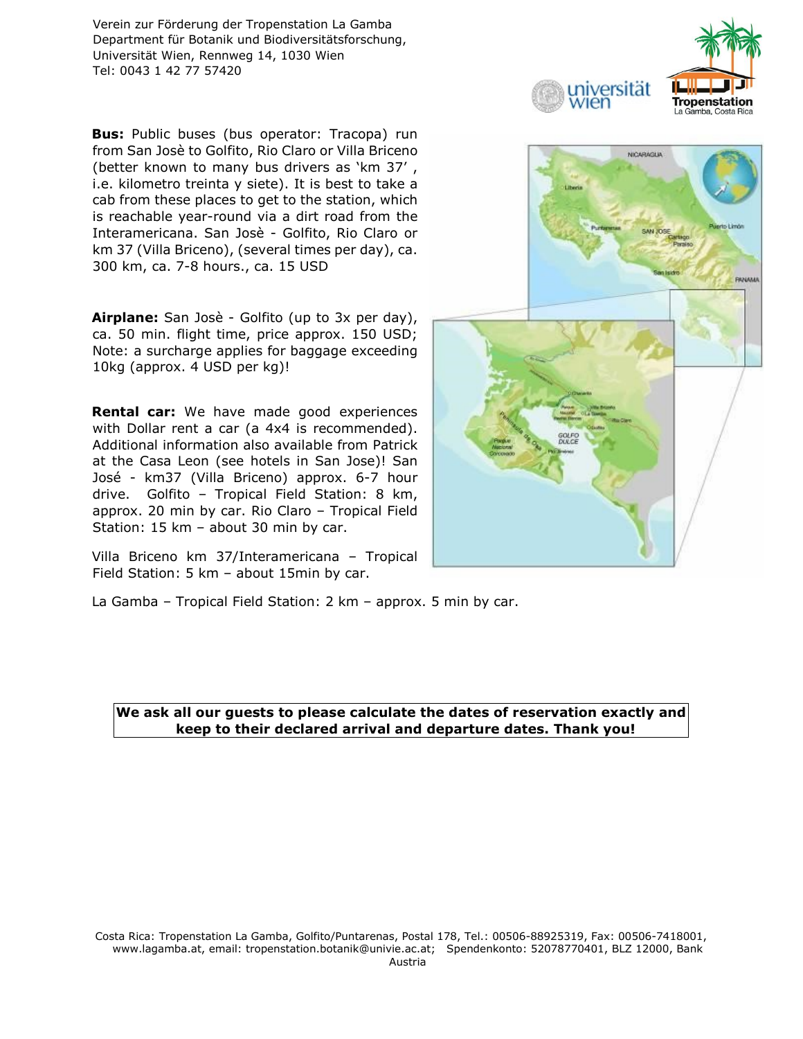Verein zur Förderung der Tropenstation La Gamba
Department für Botanik und Biodiversitätsforschung,
Universität Wien, Rennweg 14, 1030 Wien
Tel: 0043 1 42 77 57420

**Bus:** Public buses (bus operator: Tracopa) run from San Josè to Golfito, Rio Claro or Villa Briceno (better known to many bus drivers as 'km 37' , i.e. kilometro treinta y siete). It is best to take a cab from these places to get to the station, which is reachable year-round via a dirt road from the Interamericana. San Josè - Golfito, Rio Claro or km 37 (Villa Briceno), (several times per day), ca. 300 km, ca. 7-8 hours., ca. 15 USD

**Airplane:** San Josè - Golfito (up to 3x per day), ca. 50 min. flight time, price approx. 150 USD; Note: a surcharge applies for baggage exceeding 10kg (approx. 4 USD per kg)!

**Rental car:** We have made good experiences with Dollar rent a car (a 4x4 is recommended). Additional information also available from Patrick at the Casa Leon (see hotels in San Jose)! San José - km37 (Villa Briceno) approx. 6-7 hour drive. Golfito – Tropical Field Station: 8 km, approx. 20 min by car. Rio Claro – Tropical Field Station: 15 km – about 30 min by car.

Villa Briceno km 37/Interamericana – Tropical Field Station: 5 km – about 15min by car.

La Gamba – Tropical Field Station: 2 km – approx. 5 min by car.

**We ask all our guests to please calculate the dates of reservation exactly and keep to their declared arrival and departure dates. Thank you!**

Costa Rica: Tropenstation La Gamba, Golfito/Puntarenas, Postal 178, Tel.: 00506-88925319, Fax: 00506-7418001, www.lagamba.at, email: tropenstation.botanik@univie.ac.at; Spendenkonto: 52078770401, BLZ 12000, Bank Austria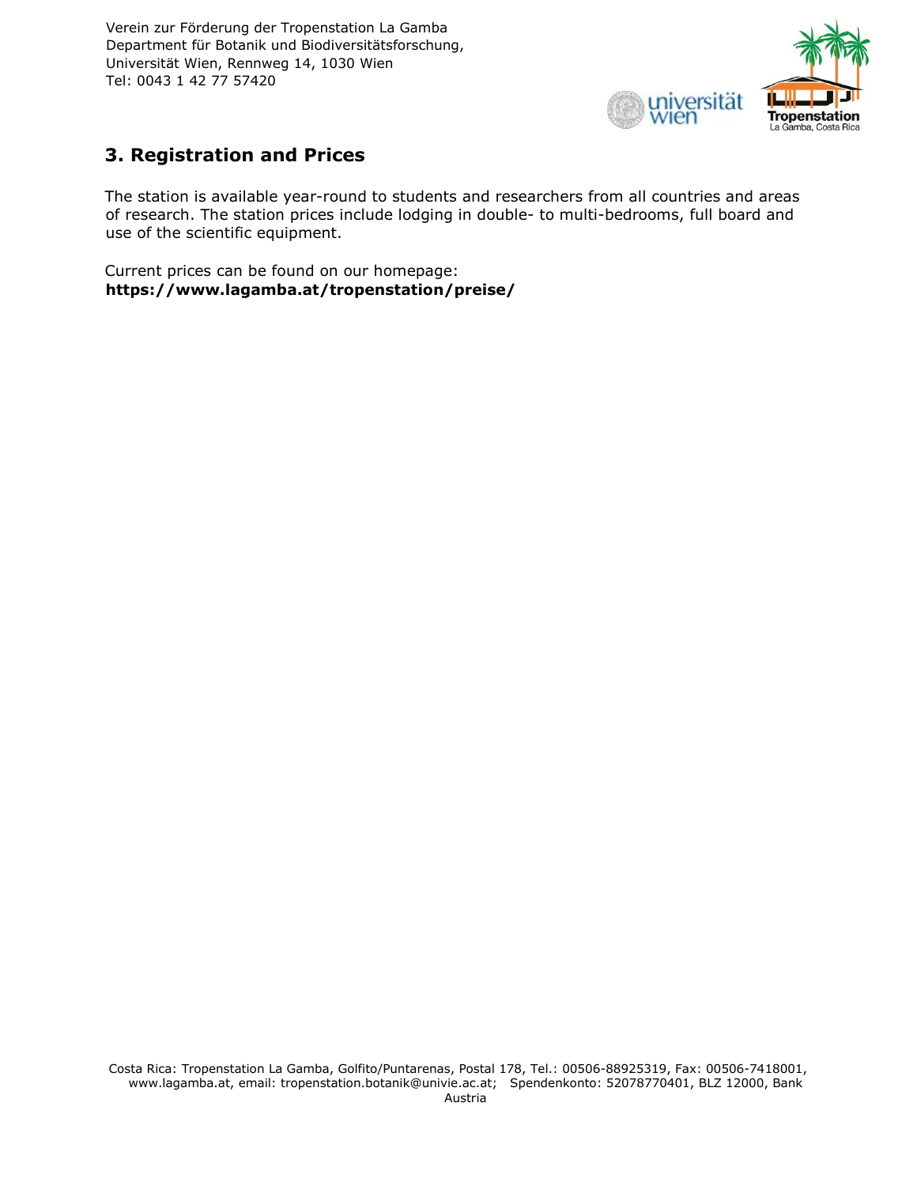## 3. Registration and Prices

The station is available year-round to students and researchers from all countries and areas of research. The station prices include lodging in double- to multi-bedrooms, full board and use of the scientific equipment.

Current prices can be found on our homepage:
**https://www.lagamba.at/tropenstation/preise/**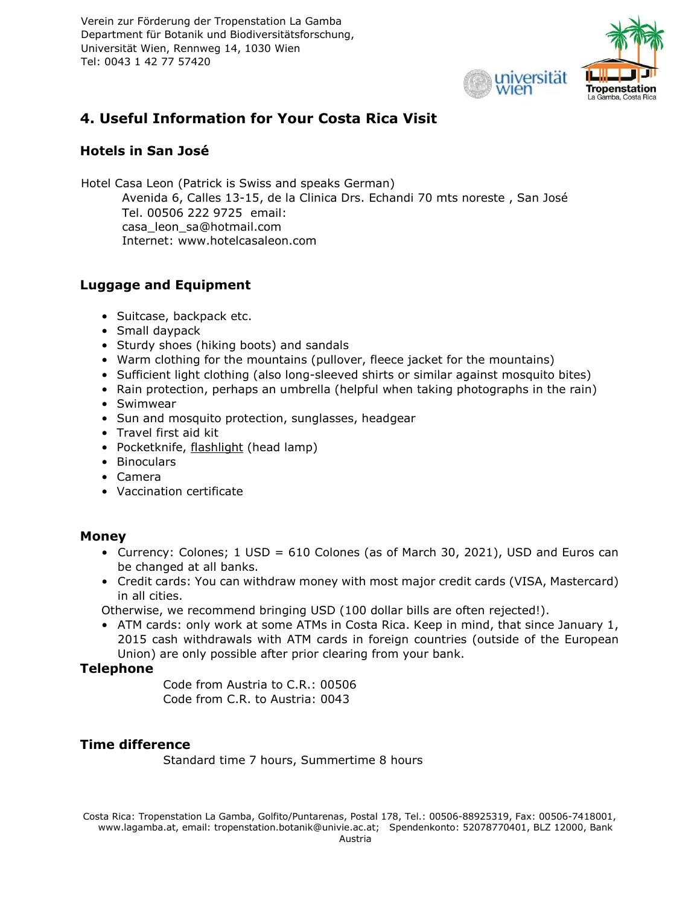## 4. Useful Information for Your Costa Rica Visit

### Hotels in San José

Hotel Casa Leon (Patrick is Swiss and speaks German)
Avenida 6, Calles 13-15, de la Clinica Drs. Echandi 70 mts noreste , San José
Tel. 00506 222 9725 email:
casa_leon_sa@hotmail.com
Internet: www.hotelcasaleon.com

### Luggage and Equipment

- Suitcase, backpack etc.
- Small daypack
- Sturdy shoes (hiking boots) and sandals
- Warm clothing for the mountains (pullover, fleece jacket for the mountains)
- Sufficient light clothing (also long-sleeved shirts or similar against mosquito bites)
- Rain protection, perhaps an umbrella (helpful when taking photographs in the rain)
- Swimwear
- Sun and mosquito protection, sunglasses, headgear
- Travel first aid kit
- Pocketknife, flashlight (head lamp)
- Binoculars
- Camera
- Vaccination certificate

### Money

- Currency: Colones; 1 USD = 610 Colones (as of March 30, 2021), USD and Euros can be changed at all banks.
- Credit cards: You can withdraw money with most major credit cards (VISA, Mastercard) in all cities.

Otherwise, we recommend bringing USD (100 dollar bills are often rejected!).

- ATM cards: only work at some ATMs in Costa Rica. Keep in mind, that since January 1, 2015 cash withdrawals with ATM cards in foreign countries (outside of the European Union) are only possible after prior clearing from your bank.

### Telephone

Code from Austria to C.R.: 00506
Code from C.R. to Austria: 0043

### Time difference

Standard time 7 hours, Summertime 8 hours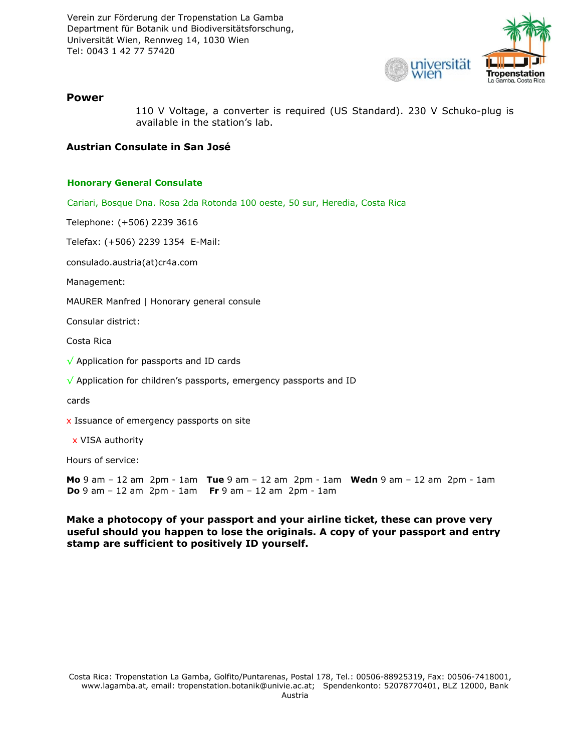## Power

110 V Voltage, a converter is required (US Standard). 230 V Schuko-plug is available in the station's lab.

## Austrian Consulate in San José

**Honorary General Consulate**

Cariari, Bosque Dna. Rosa 2da Rotonda 100 oeste, 50 sur, Heredia, Costa Rica

Telephone: (+506) 2239 3616

Telefax: (+506) 2239 1354 E-Mail:

consulado.austria(at)cr4a.com

Management:

MAURER Manfred | Honorary general consule

Consular district:

Costa Rica

√ Application for passports and ID cards

√ Application for children's passports, emergency passports and ID cards

x Issuance of emergency passports on site

x VISA authority

Hours of service:

**Mo** 9 am – 12 am 2pm - 1am **Tue** 9 am – 12 am 2pm - 1am **Wedn** 9 am – 12 am 2pm - 1am
**Do** 9 am – 12 am 2pm - 1am **Fr** 9 am – 12 am 2pm - 1am

**Make a photocopy of your passport and your airline ticket, these can prove very useful should you happen to lose the originals. A copy of your passport and entry stamp are sufficient to positively ID yourself.**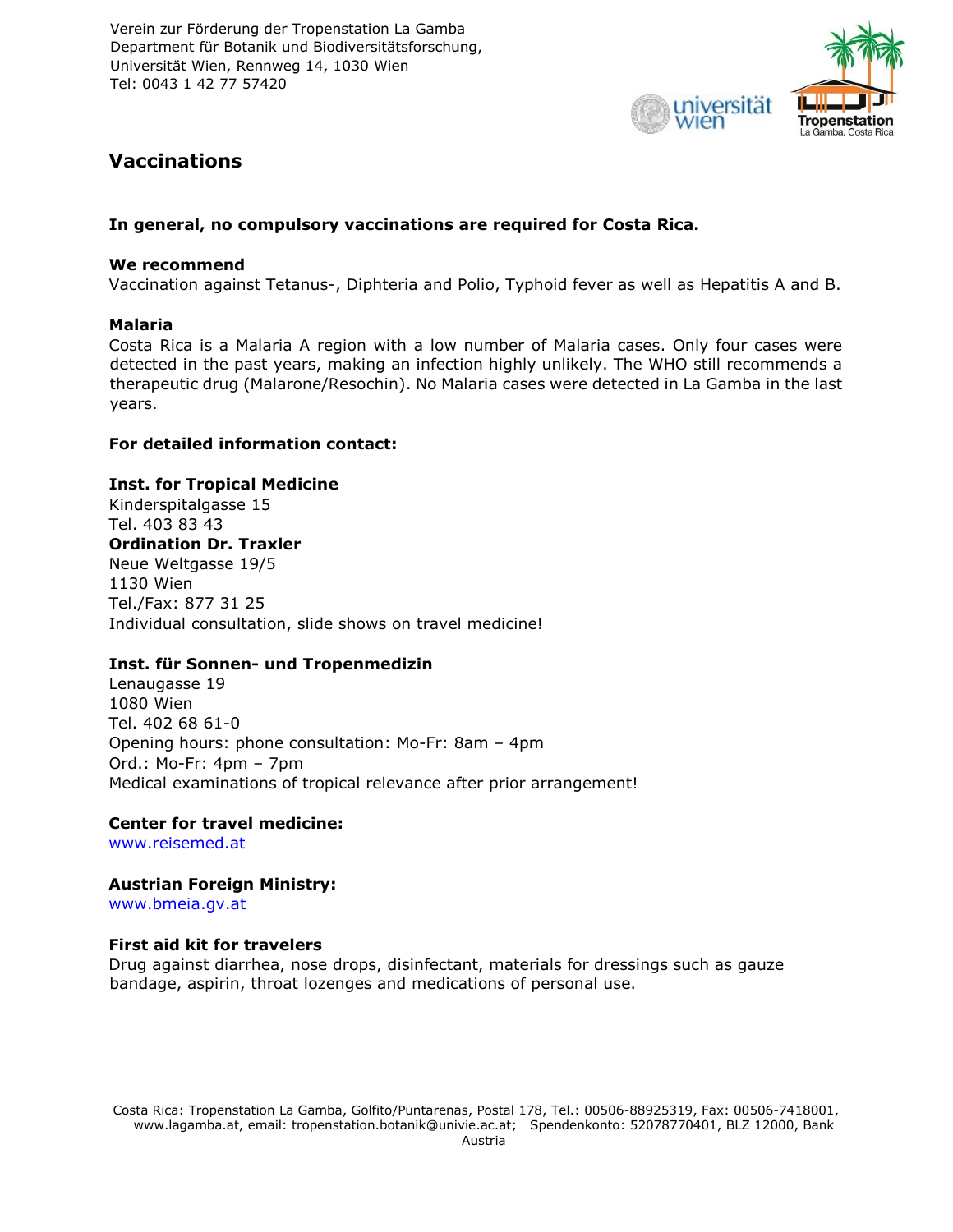Verein zur Förderung der Tropenstation La Gamba
Department für Botanik und Biodiversitätsforschung,
Universität Wien, Rennweg 14, 1030 Wien
Tel: 0043 1 42 77 57420

## Vaccinations

**In general, no compulsory vaccinations are required for Costa Rica.**

**We recommend**
Vaccination against Tetanus-, Diphteria and Polio, Typhoid fever as well as Hepatitis A and B.

**Malaria**
Costa Rica is a Malaria A region with a low number of Malaria cases. Only four cases were detected in the past years, making an infection highly unlikely. The WHO still recommends a therapeutic drug (Malarone/Resochin). No Malaria cases were detected in La Gamba in the last years.

**For detailed information contact:**

**Inst. for Tropical Medicine**
Kinderspitalgasse 15
Tel. 403 83 43
**Ordination Dr. Traxler**
Neue Weltgasse 19/5
1130 Wien
Tel./Fax: 877 31 25
Individual consultation, slide shows on travel medicine!

**Inst. für Sonnen- und Tropenmedizin**
Lenaugasse 19
1080 Wien
Tel. 402 68 61-0
Opening hours: phone consultation: Mo-Fr: 8am – 4pm
Ord.: Mo-Fr: 4pm – 7pm
Medical examinations of tropical relevance after prior arrangement!

**Center for travel medicine:**
www.reisemed.at

**Austrian Foreign Ministry:**
www.bmeia.gv.at

**First aid kit for travelers**
Drug against diarrhea, nose drops, disinfectant, materials for dressings such as gauze bandage, aspirin, throat lozenges and medications of personal use.

Costa Rica: Tropenstation La Gamba, Golfito/Puntarenas, Postal 178, Tel.: 00506-88925319, Fax: 00506-7418001, www.lagamba.at, email: tropenstation.botanik@univie.ac.at; Spendenkonto: 52078770401, BLZ 12000, Bank Austria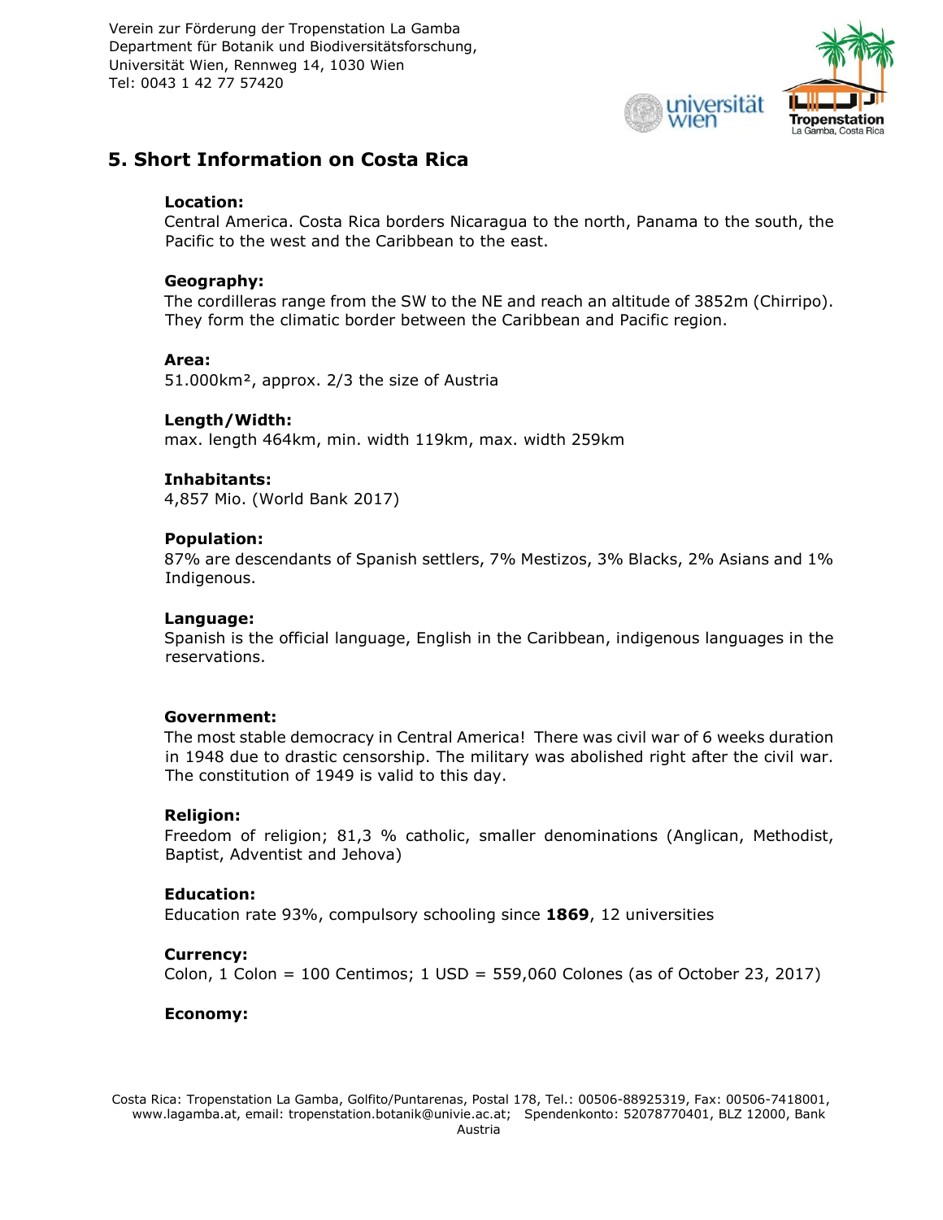## 5. Short Information on Costa Rica

**Location:**
Central America. Costa Rica borders Nicaragua to the north, Panama to the south, the Pacific to the west and the Caribbean to the east.

**Geography:**
The cordilleras range from the SW to the NE and reach an altitude of 3852m (Chirripo). They form the climatic border between the Caribbean and Pacific region.

**Area:**
51.000km², approx. 2/3 the size of Austria

**Length/Width:**
max. length 464km, min. width 119km, max. width 259km

**Inhabitants:**
4,857 Mio. (World Bank 2017)

**Population:**
87% are descendants of Spanish settlers, 7% Mestizos, 3% Blacks, 2% Asians and 1% Indigenous.

**Language:**
Spanish is the official language, English in the Caribbean, indigenous languages in the reservations.

**Government:**
The most stable democracy in Central America! There was civil war of 6 weeks duration in 1948 due to drastic censorship. The military was abolished right after the civil war. The constitution of 1949 is valid to this day.

**Religion:**
Freedom of religion; 81,3 % catholic, smaller denominations (Anglican, Methodist, Baptist, Adventist and Jehova)

**Education:**
Education rate 93%, compulsory schooling since **1869**, 12 universities

**Currency:**
Colon, 1 Colon = 100 Centimos; 1 USD = 559,060 Colones (as of October 23, 2017)

**Economy:**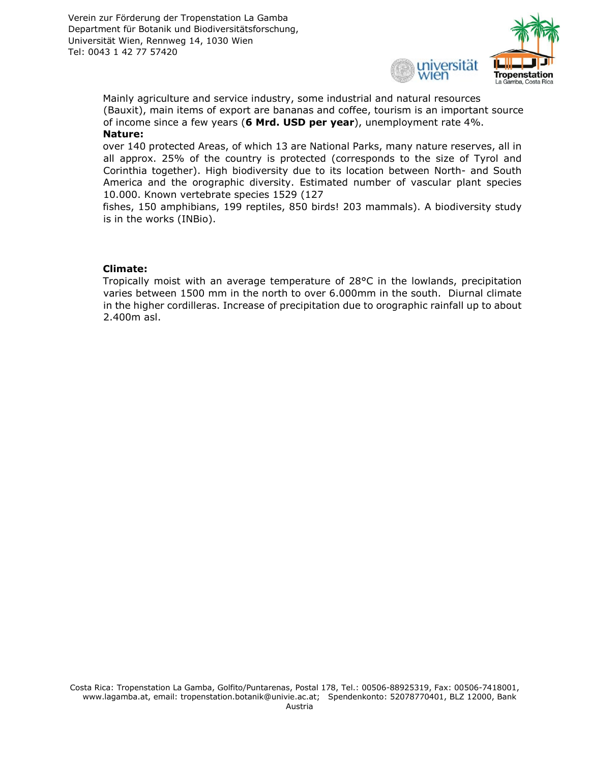Mainly agriculture and service industry, some industrial and natural resources (Bauxit), main items of export are bananas and coffee, tourism is an important source of income since a few years (**6 Mrd. USD per year**), unemployment rate 4%.

**Nature:**

over 140 protected Areas, of which 13 are National Parks, many nature reserves, all in all approx. 25% of the country is protected (corresponds to the size of Tyrol and Corinthia together). High biodiversity due to its location between North- and South America and the orographic diversity. Estimated number of vascular plant species 10.000. Known vertebrate species 1529 (127 fishes, 150 amphibians, 199 reptiles, 850 birds! 203 mammals). A biodiversity study is in the works (INBio).

**Climate:**

Tropically moist with an average temperature of 28°C in the lowlands, precipitation varies between 1500 mm in the north to over 6.000mm in the south. Diurnal climate in the higher cordilleras. Increase of precipitation due to orographic rainfall up to about 2.400m asl.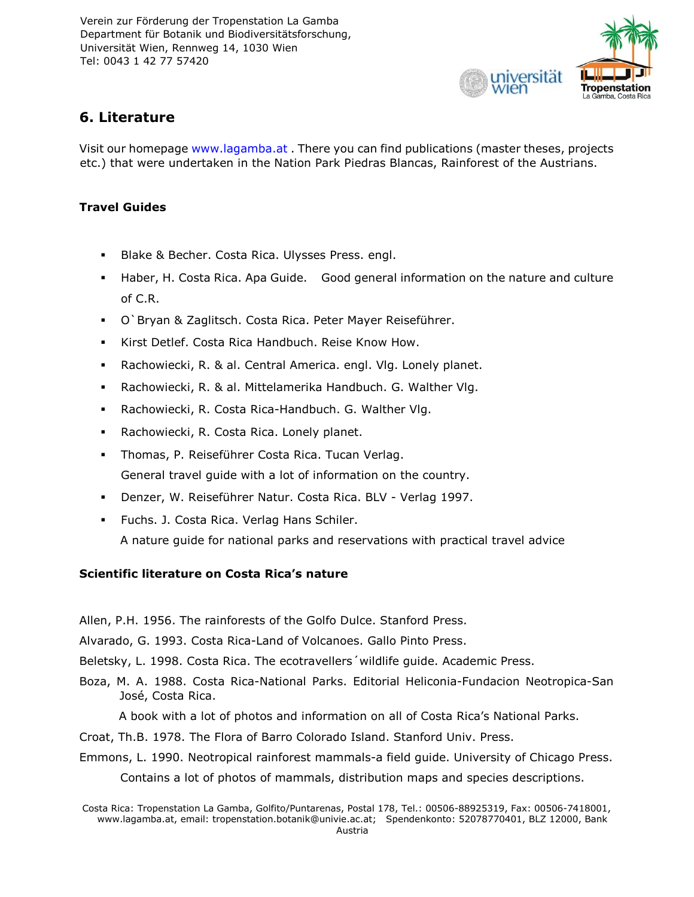## 6. Literature

Visit our homepage www.lagamba.at . There you can find publications (master theses, projects etc.) that were undertaken in the Nation Park Piedras Blancas, Rainforest of the Austrians.

### Travel Guides

- Blake & Becher. Costa Rica. Ulysses Press. engl.
- Haber, H. Costa Rica. Apa Guide. Good general information on the nature and culture of C.R.
- O`Bryan & Zaglitsch. Costa Rica. Peter Mayer Reiseführer.
- Kirst Detlef. Costa Rica Handbuch. Reise Know How.
- Rachowiecki, R. & al. Central America. engl. Vlg. Lonely planet.
- Rachowiecki, R. & al. Mittelamerika Handbuch. G. Walther Vlg.
- Rachowiecki, R. Costa Rica-Handbuch. G. Walther Vlg.
- Rachowiecki, R. Costa Rica. Lonely planet.
- Thomas, P. Reiseführer Costa Rica. Tucan Verlag.
  General travel guide with a lot of information on the country.
- Denzer, W. Reiseführer Natur. Costa Rica. BLV - Verlag 1997.
- Fuchs. J. Costa Rica. Verlag Hans Schiler.
  A nature guide for national parks and reservations with practical travel advice

### Scientific literature on Costa Rica's nature

Allen, P.H. 1956. The rainforests of the Golfo Dulce. Stanford Press.

Alvarado, G. 1993. Costa Rica-Land of Volcanoes. Gallo Pinto Press.

Beletsky, L. 1998. Costa Rica. The ecotravellers´wildlife guide. Academic Press.

Boza, M. A. 1988. Costa Rica-National Parks. Editorial Heliconia-Fundacion Neotropica-San José, Costa Rica.

A book with a lot of photos and information on all of Costa Rica's National Parks.

Croat, Th.B. 1978. The Flora of Barro Colorado Island. Stanford Univ. Press.

Emmons, L. 1990. Neotropical rainforest mammals-a field guide. University of Chicago Press.

Contains a lot of photos of mammals, distribution maps and species descriptions.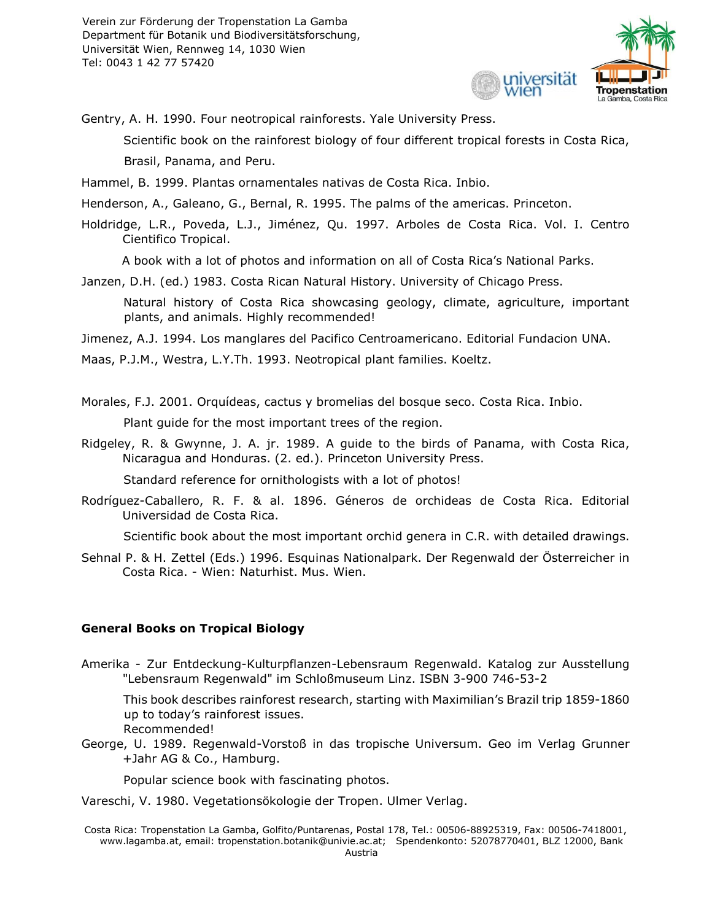Gentry, A. H. 1990. Four neotropical rainforests. Yale University Press.

Scientific book on the rainforest biology of four different tropical forests in Costa Rica, Brasil, Panama, and Peru.

Hammel, B. 1999. Plantas ornamentales nativas de Costa Rica. Inbio.

Henderson, A., Galeano, G., Bernal, R. 1995. The palms of the americas. Princeton.

Holdridge, L.R., Poveda, L.J., Jiménez, Qu. 1997. Arboles de Costa Rica. Vol. I. Centro Cientifico Tropical.

A book with a lot of photos and information on all of Costa Rica's National Parks.

Janzen, D.H. (ed.) 1983. Costa Rican Natural History. University of Chicago Press.

Natural history of Costa Rica showcasing geology, climate, agriculture, important plants, and animals. Highly recommended!

Jimenez, A.J. 1994. Los manglares del Pacifico Centroamericano. Editorial Fundacion UNA.

Maas, P.J.M., Westra, L.Y.Th. 1993. Neotropical plant families. Koeltz.

Morales, F.J. 2001. Orquídeas, cactus y bromelias del bosque seco. Costa Rica. Inbio.

Plant guide for the most important trees of the region.

Ridgeley, R. & Gwynne, J. A. jr. 1989. A guide to the birds of Panama, with Costa Rica, Nicaragua and Honduras. (2. ed.). Princeton University Press.

Standard reference for ornithologists with a lot of photos!

Rodríguez-Caballero, R. F. & al. 1896. Géneros de orchideas de Costa Rica. Editorial Universidad de Costa Rica.

Scientific book about the most important orchid genera in C.R. with detailed drawings.

Sehnal P. & H. Zettel (Eds.) 1996. Esquinas Nationalpark. Der Regenwald der Österreicher in Costa Rica. - Wien: Naturhist. Mus. Wien.

### General Books on Tropical Biology

Amerika - Zur Entdeckung-Kulturpflanzen-Lebensraum Regenwald. Katalog zur Ausstellung "Lebensraum Regenwald" im Schloßmuseum Linz. ISBN 3-900 746-53-2

This book describes rainforest research, starting with Maximilian's Brazil trip 1859-1860 up to today's rainforest issues.
Recommended!

George, U. 1989. Regenwald-Vorstoß in das tropische Universum. Geo im Verlag Grunner +Jahr AG & Co., Hamburg.

Popular science book with fascinating photos.

Vareschi, V. 1980. Vegetationsökologie der Tropen. Ulmer Verlag.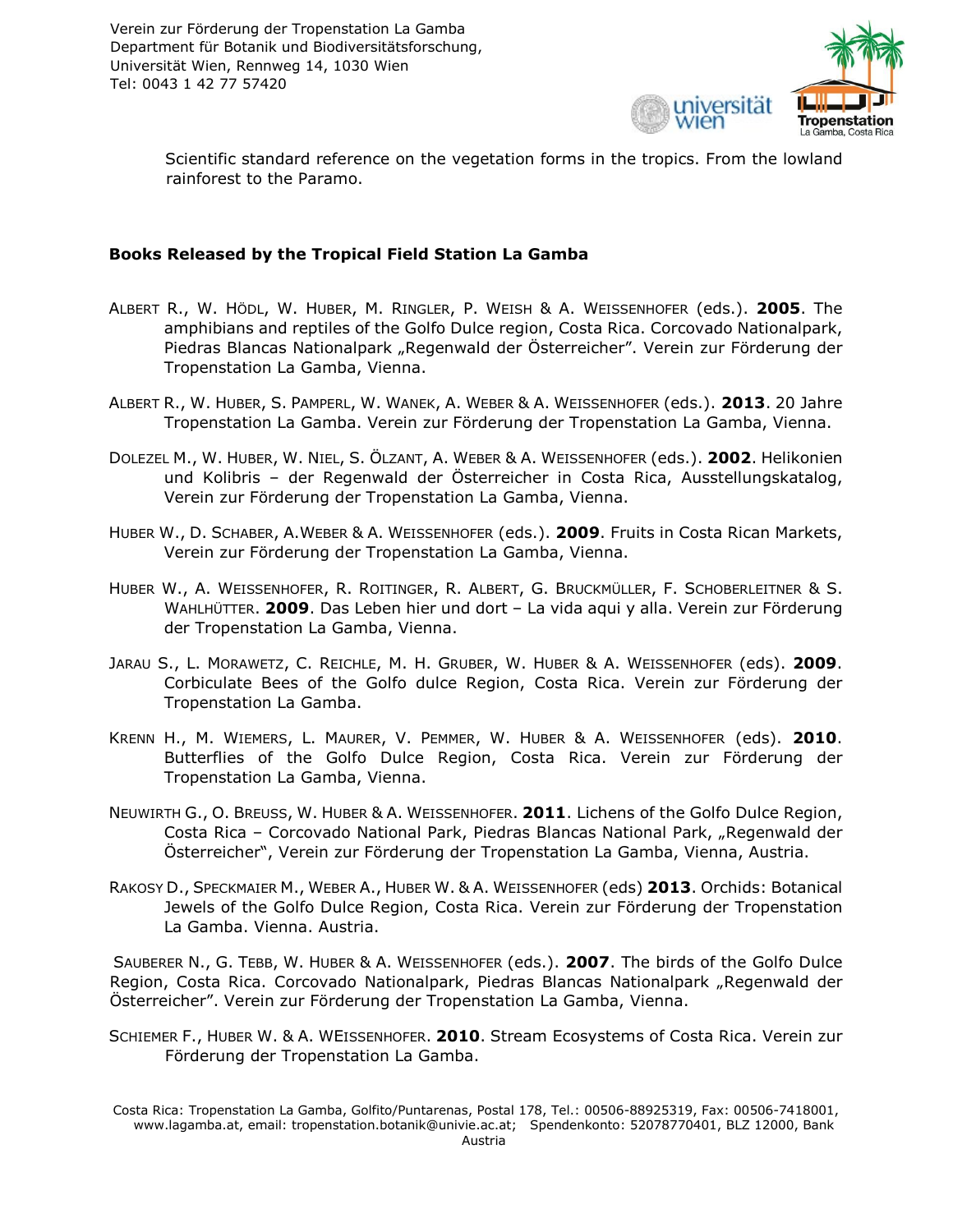Scientific standard reference on the vegetation forms in the tropics. From the lowland rainforest to the Paramo.

### Books Released by the Tropical Field Station La Gamba

ALBERT R., W. HÖDL, W. HUBER, M. RINGLER, P. WEISH & A. WEISSENHOFER (eds.). **2005**. The amphibians and reptiles of the Golfo Dulce region, Costa Rica. Corcovado Nationalpark, Piedras Blancas Nationalpark „Regenwald der Österreicher". Verein zur Förderung der Tropenstation La Gamba, Vienna.

ALBERT R., W. HUBER, S. PAMPERL, W. WANEK, A. WEBER & A. WEISSENHOFER (eds.). **2013**. 20 Jahre Tropenstation La Gamba. Verein zur Förderung der Tropenstation La Gamba, Vienna.

DOLEZEL M., W. HUBER, W. NIEL, S. ÖLZANT, A. WEBER & A. WEISSENHOFER (eds.). **2002**. Helikonien und Kolibris – der Regenwald der Österreicher in Costa Rica, Ausstellungskatalog, Verein zur Förderung der Tropenstation La Gamba, Vienna.

HUBER W., D. SCHABER, A.WEBER & A. WEISSENHOFER (eds.). **2009**. Fruits in Costa Rican Markets, Verein zur Förderung der Tropenstation La Gamba, Vienna.

HUBER W., A. WEISSENHOFER, R. ROITINGER, R. ALBERT, G. BRUCKMÜLLER, F. SCHOBERLEITNER & S. WAHLHÜTTER. **2009**. Das Leben hier und dort – La vida aqui y alla. Verein zur Förderung der Tropenstation La Gamba, Vienna.

JARAU S., L. MORAWETZ, C. REICHLE, M. H. GRUBER, W. HUBER & A. WEISSENHOFER (eds). **2009**. Corbiculate Bees of the Golfo dulce Region, Costa Rica. Verein zur Förderung der Tropenstation La Gamba.

KRENN H., M. WIEMERS, L. MAURER, V. PEMMER, W. HUBER & A. WEISSENHOFER (eds). **2010**. Butterflies of the Golfo Dulce Region, Costa Rica. Verein zur Förderung der Tropenstation La Gamba, Vienna.

NEUWIRTH G., O. BREUSS, W. HUBER & A. WEISSENHOFER. **2011**. Lichens of the Golfo Dulce Region, Costa Rica – Corcovado National Park, Piedras Blancas National Park, „Regenwald der Österreicher", Verein zur Förderung der Tropenstation La Gamba, Vienna, Austria.

RAKOSY D., SPECKMAIER M., WEBER A., HUBER W. & A. WEISSENHOFER (eds) **2013**. Orchids: Botanical Jewels of the Golfo Dulce Region, Costa Rica. Verein zur Förderung der Tropenstation La Gamba. Vienna. Austria.

SAUBERER N., G. TEBB, W. HUBER & A. WEISSENHOFER (eds.). **2007**. The birds of the Golfo Dulce Region, Costa Rica. Corcovado Nationalpark, Piedras Blancas Nationalpark „Regenwald der Österreicher". Verein zur Förderung der Tropenstation La Gamba, Vienna.

SCHIEMER F., HUBER W. & A. WEISSENHOFER. **2010**. Stream Ecosystems of Costa Rica. Verein zur Förderung der Tropenstation La Gamba.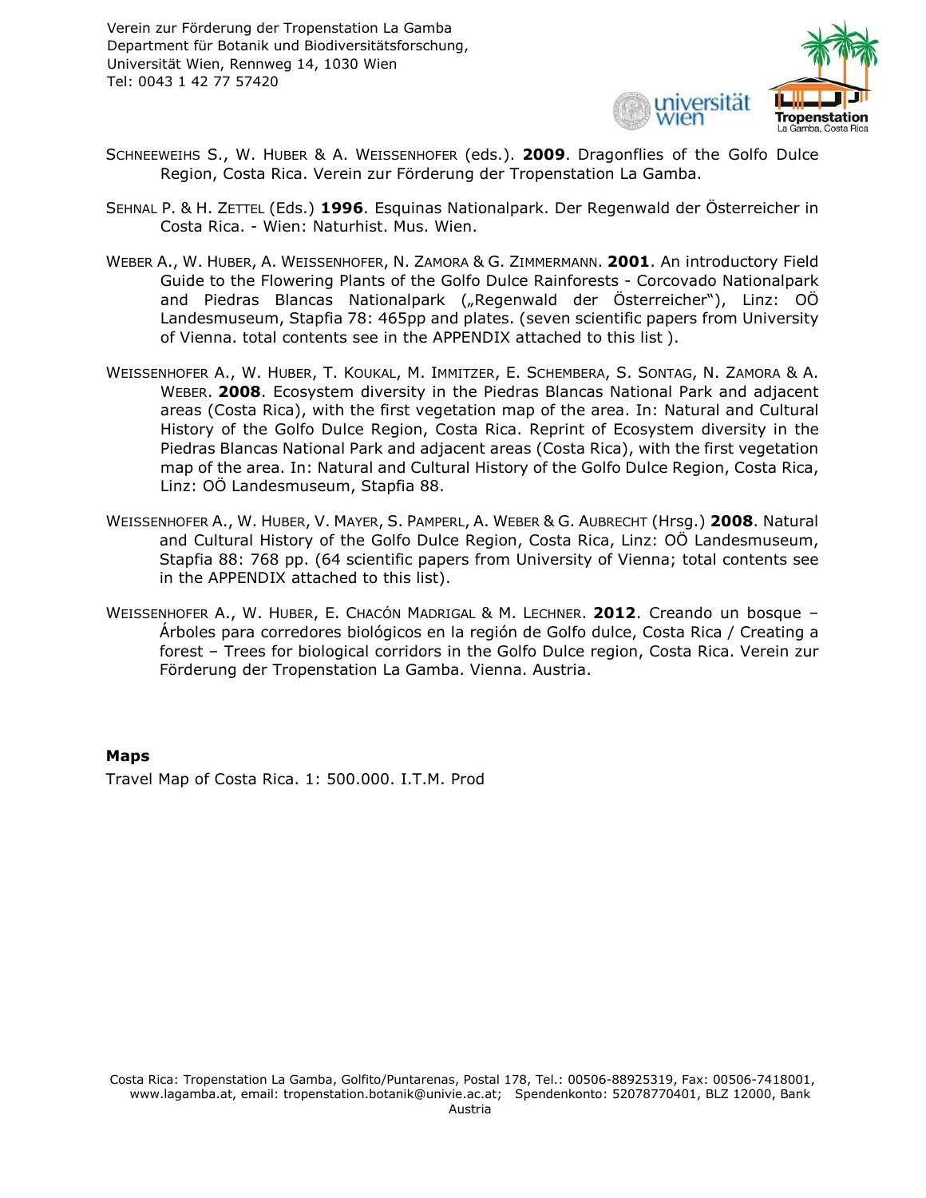SCHNEEWEIHS S., W. HUBER & A. WEISSENHOFER (eds.). **2009**. Dragonflies of the Golfo Dulce Region, Costa Rica. Verein zur Förderung der Tropenstation La Gamba.

SEHNAL P. & H. ZETTEL (Eds.) **1996**. Esquinas Nationalpark. Der Regenwald der Österreicher in Costa Rica. - Wien: Naturhist. Mus. Wien.

WEBER A., W. HUBER, A. WEISSENHOFER, N. ZAMORA & G. ZIMMERMANN. **2001**. An introductory Field Guide to the Flowering Plants of the Golfo Dulce Rainforests - Corcovado Nationalpark and Piedras Blancas Nationalpark („Regenwald der Österreicher"), Linz: OÖ Landesmuseum, Stapfia 78: 465pp and plates. (seven scientific papers from University of Vienna. total contents see in the APPENDIX attached to this list ).

WEISSENHOFER A., W. HUBER, T. KOUKAL, M. IMMITZER, E. SCHEMBERA, S. SONTAG, N. ZAMORA & A. WEBER. **2008**. Ecosystem diversity in the Piedras Blancas National Park and adjacent areas (Costa Rica), with the first vegetation map of the area. In: Natural and Cultural History of the Golfo Dulce Region, Costa Rica. Reprint of Ecosystem diversity in the Piedras Blancas National Park and adjacent areas (Costa Rica), with the first vegetation map of the area. In: Natural and Cultural History of the Golfo Dulce Region, Costa Rica, Linz: OÖ Landesmuseum, Stapfia 88.

WEISSENHOFER A., W. HUBER, V. MAYER, S. PAMPERL, A. WEBER & G. AUBRECHT (Hrsg.) **2008**. Natural and Cultural History of the Golfo Dulce Region, Costa Rica, Linz: OÖ Landesmuseum, Stapfia 88: 768 pp. (64 scientific papers from University of Vienna; total contents see in the APPENDIX attached to this list).

WEISSENHOFER A., W. HUBER, E. CHACÓN MADRIGAL & M. LECHNER. **2012**. Creando un bosque – Árboles para corredores biológicos en la región de Golfo dulce, Costa Rica / Creating a forest – Trees for biological corridors in the Golfo Dulce region, Costa Rica. Verein zur Förderung der Tropenstation La Gamba. Vienna. Austria.

**Maps**

Travel Map of Costa Rica. 1: 500.000. I.T.M. Prod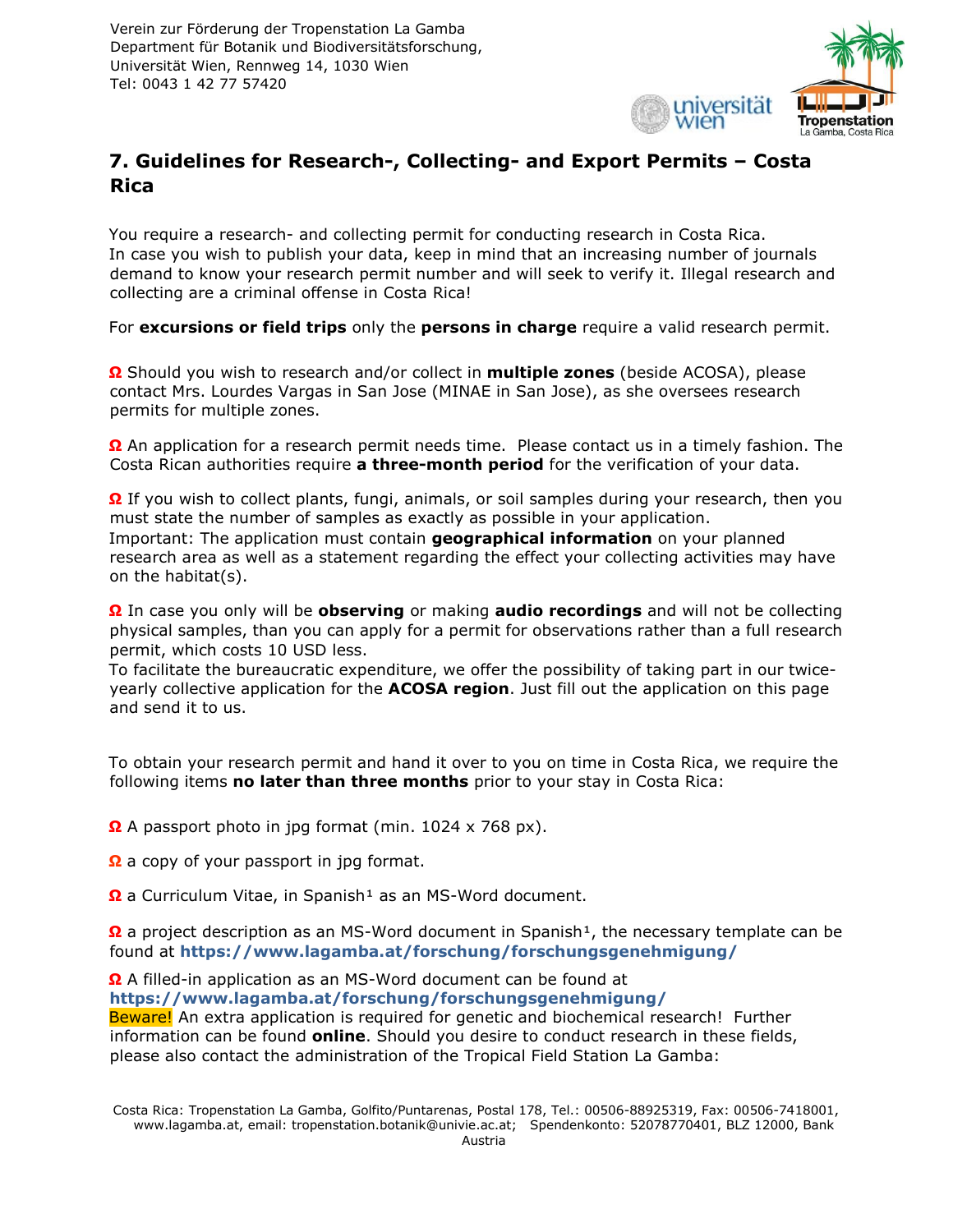## 7. Guidelines for Research-, Collecting- and Export Permits – Costa Rica

You require a research- and collecting permit for conducting research in Costa Rica. In case you wish to publish your data, keep in mind that an increasing number of journals demand to know your research permit number and will seek to verify it. Illegal research and collecting are a criminal offense in Costa Rica!

For **excursions or field trips** only the **persons in charge** require a valid research permit.

- Should you wish to research and/or collect in **multiple zones** (beside ACOSA), please contact Mrs. Lourdes Vargas in San Jose (MINAE in San Jose), as she oversees research permits for multiple zones.
- An application for a research permit needs time. Please contact us in a timely fashion. The Costa Rican authorities require **a three-month period** for the verification of your data.
- If you wish to collect plants, fungi, animals, or soil samples during your research, then you must state the number of samples as exactly as possible in your application. Important: The application must contain **geographical information** on your planned research area as well as a statement regarding the effect your collecting activities may have on the habitat(s).
- In case you only will be **observing** or making **audio recordings** and will not be collecting physical samples, than you can apply for a permit for observations rather than a full research permit, which costs 10 USD less. To facilitate the bureaucratic expenditure, we offer the possibility of taking part in our twice-yearly collective application for the **ACOSA region**. Just fill out the application on this page and send it to us.

To obtain your research permit and hand it over to you on time in Costa Rica, we require the following items **no later than three months** prior to your stay in Costa Rica:

- A passport photo in jpg format (min. 1024 x 768 px).
- a copy of your passport in jpg format.
- a Curriculum Vitae, in Spanish[1] as an MS-Word document.
- a project description as an MS-Word document in Spanish[1], the necessary template can be found at **https://www.lagamba.at/forschung/forschungsgenehmigung/**
- A filled-in application as an MS-Word document can be found at **https://www.lagamba.at/forschung/forschungsgenehmigung/** Beware! An extra application is required for genetic and biochemical research! Further information can be found **online**. Should you desire to conduct research in these fields, please also contact the administration of the Tropical Field Station La Gamba: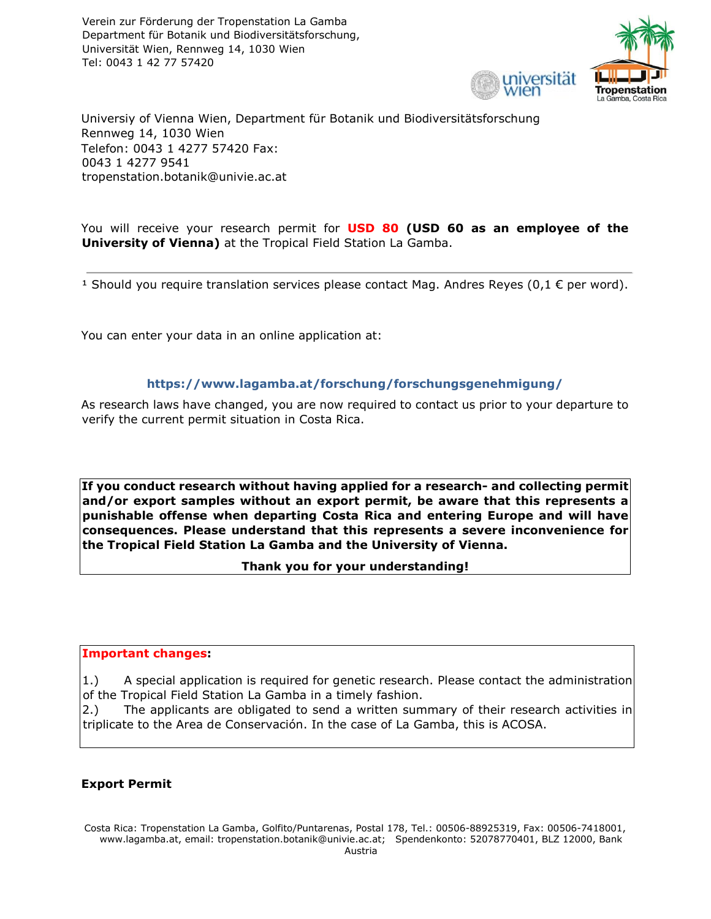Verein zur Förderung der Tropenstation La Gamba
Department für Botanik und Biodiversitätsforschung,
Universität Wien, Rennweg 14, 1030 Wien
Tel: 0043 1 42 77 57420

Universiy of Vienna Wien, Department für Botanik und Biodiversitätsforschung
Rennweg 14, 1030 Wien
Telefon: 0043 1 4277 57420 Fax:
0043 1 4277 9541
tropenstation.botanik@univie.ac.at

You will receive your research permit for **USD 80** **(USD 60 as an employee of the University of Vienna)** at the Tropical Field Station La Gamba.

---

[1] Should you require translation services please contact Mag. Andres Reyes (0,1 € per word).

You can enter your data in an online application at:

**https://www.lagamba.at/forschung/forschungsgenehmigung/**

As research laws have changed, you are now required to contact us prior to your departure to verify the current permit situation in Costa Rica.

**If you conduct research without having applied for a research- and collecting permit and/or export samples without an export permit, be aware that this represents a punishable offense when departing Costa Rica and entering Europe and will have consequences. Please understand that this represents a severe inconvenience for the Tropical Field Station La Gamba and the University of Vienna.**

**Thank you for your understanding!**

**Important changes:**

1.) A special application is required for genetic research. Please contact the administration of the Tropical Field Station La Gamba in a timely fashion.
2.) The applicants are obligated to send a written summary of their research activities in triplicate to the Area de Conservación. In the case of La Gamba, this is ACOSA.

**Export Permit**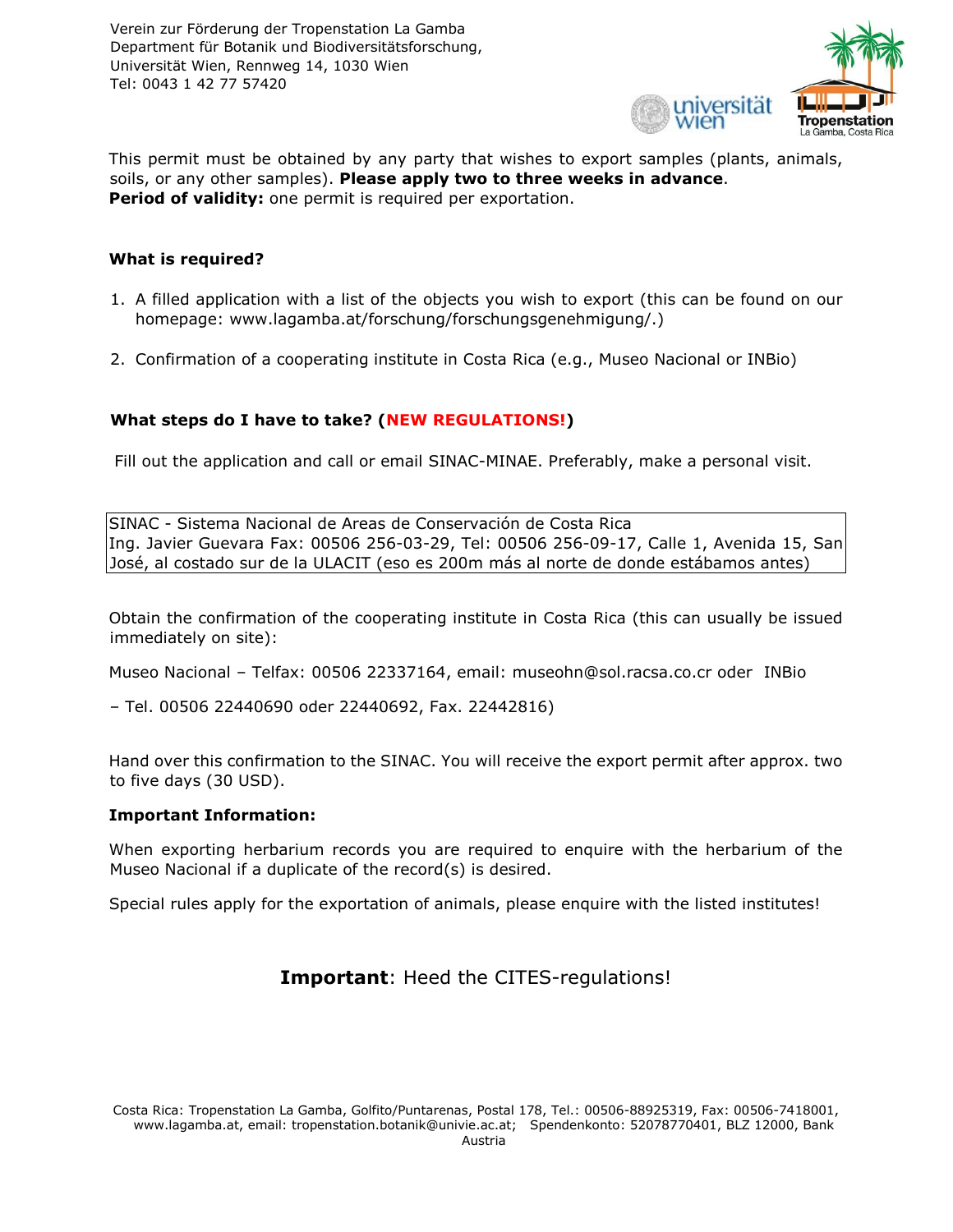Verein zur Förderung der Tropenstation La Gamba
Department für Botanik und Biodiversitätsforschung,
Universität Wien, Rennweg 14, 1030 Wien
Tel: 0043 1 42 77 57420

This permit must be obtained by any party that wishes to export samples (plants, animals, soils, or any other samples). **Please apply two to three weeks in advance**.
**Period of validity:** one permit is required per exportation.

**What is required?**

1. A filled application with a list of the objects you wish to export (this can be found on our homepage: www.lagamba.at/forschung/forschungsgenehmigung/.)

2. Confirmation of a cooperating institute in Costa Rica (e.g., Museo Nacional or INBio)

**What steps do I have to take? (NEW REGULATIONS!)**

Fill out the application and call or email SINAC-MINAE. Preferably, make a personal visit.

| |
|---|
| SINAC - Sistema Nacional de Areas de Conservación de Costa Rica<br>Ing. Javier Guevara Fax: 00506 256-03-29, Tel: 00506 256-09-17, Calle 1, Avenida 15, San José, al costado sur de la ULACIT (eso es 200m más al norte de donde estábamos antes) |

Obtain the confirmation of the cooperating institute in Costa Rica (this can usually be issued immediately on site):

Museo Nacional – Telfax: 00506 22337164, email: museohn@sol.racsa.co.cr oder INBio

– Tel. 00506 22440690 oder 22440692, Fax. 22442816)

Hand over this confirmation to the SINAC. You will receive the export permit after approx. two to five days (30 USD).

**Important Information:**

When exporting herbarium records you are required to enquire with the herbarium of the Museo Nacional if a duplicate of the record(s) is desired.

Special rules apply for the exportation of animals, please enquire with the listed institutes!

**Important**: Heed the CITES-regulations!

Costa Rica: Tropenstation La Gamba, Golfito/Puntarenas, Postal 178, Tel.: 00506-88925319, Fax: 00506-7418001, www.lagamba.at, email: tropenstation.botanik@univie.ac.at; Spendenkonto: 52078770401, BLZ 12000, Bank Austria